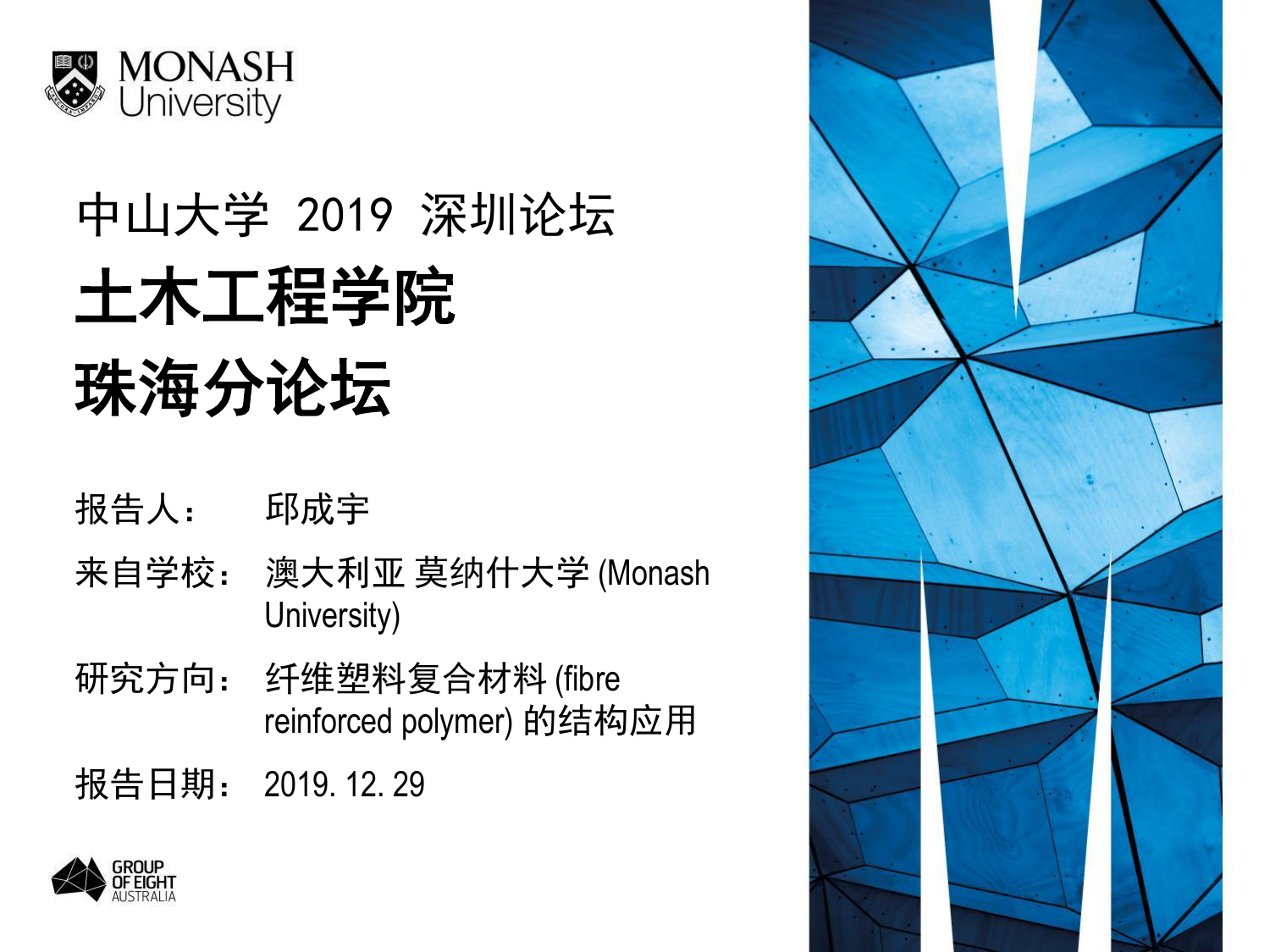MONASH University

# 中山大学 2019 深圳论坛

# 土木工程学院

# 珠海分论坛

报告人： 邱成宇

来自学校： 澳大利亚 莫纳什大学 (Monash University)

研究方向： 纤维塑料复合材料 (fibre reinforced polymer) 的结构应用

报告日期： 2019. 12. 29

GROUP OF EIGHT AUSTRALIA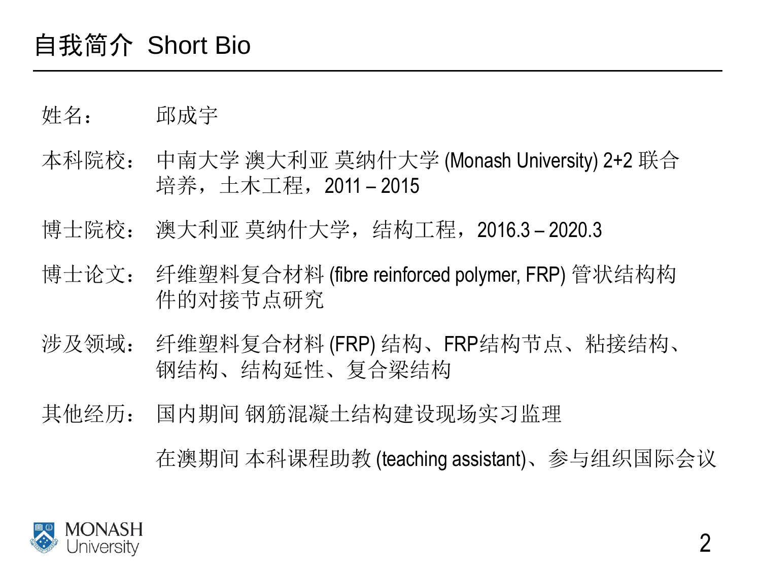# 自我简介 Short Bio

姓名： 邱成宇

本科院校： 中南大学 澳大利亚 莫纳什大学 (Monash University) 2+2 联合培养，土木工程，2011 – 2015

博士院校： 澳大利亚 莫纳什大学，结构工程，2016.3 – 2020.3

博士论文： 纤维塑料复合材料 (fibre reinforced polymer, FRP) 管状结构构件的对接节点研究

涉及领域： 纤维塑料复合材料 (FRP) 结构、FRP结构节点、粘接结构、钢结构、结构延性、复合梁结构

其他经历： 国内期间 钢筋混凝土结构建设现场实习监理

在澳期间 本科课程助教 (teaching assistant)、参与组织国际会议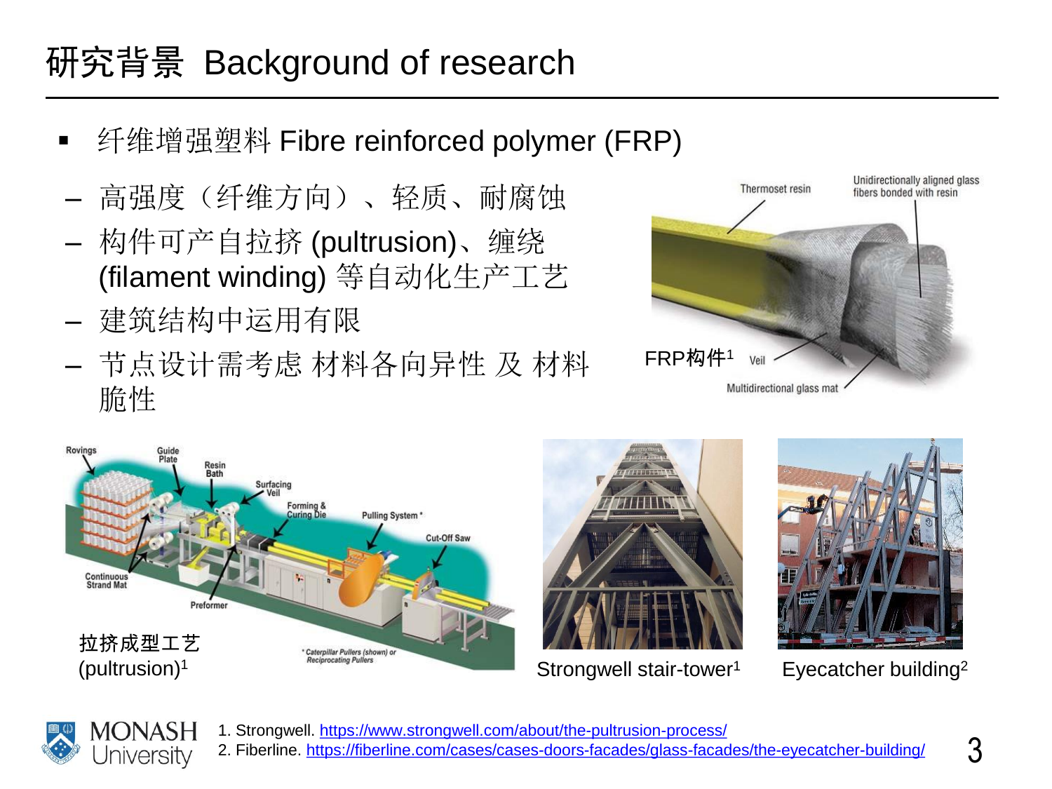# 研究背景 Background of research

- 纤维增强塑料 Fibre reinforced polymer (FRP)
  - 高强度（纤维方向）、轻质、耐腐蚀
  - 构件可产自拉挤 (pultrusion)、缠绕 (filament winding) 等自动化生产工艺
  - 建筑结构中运用有限
  - 节点设计需考虑 材料各向异性 及 材料脆性

FRP构件[1]

拉挤成型工艺 (pultrusion)[1]

Strongwell stair-tower[1]

Eyecatcher building[2]

1. Strongwell. https://www.strongwell.com/about/the-pultrusion-process/
2. Fiberline. https://fiberline.com/cases/cases-doors-facades/glass-facades/the-eyecatcher-building/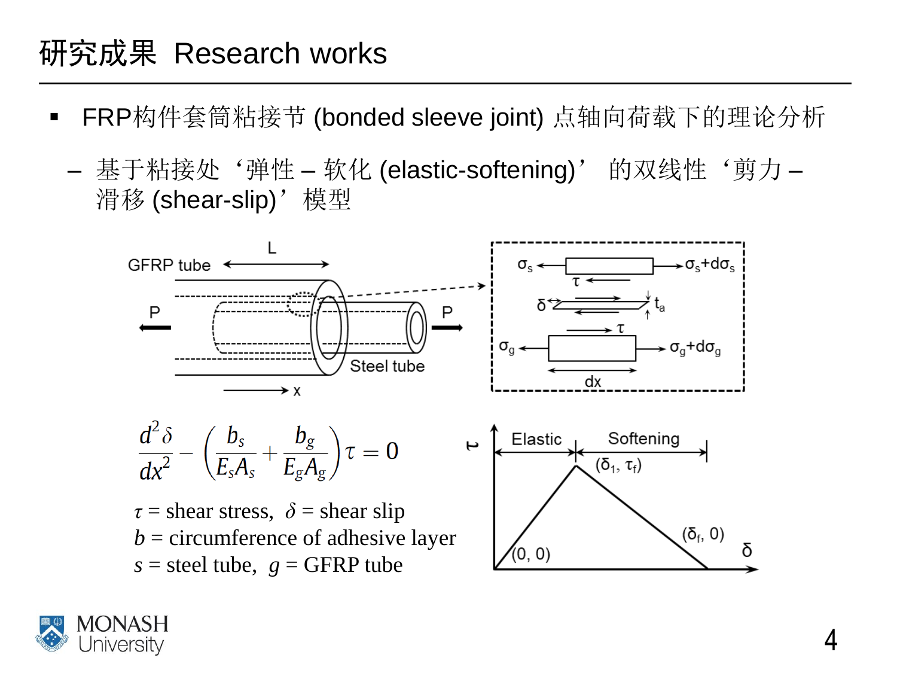# 研究成果 Research works

- FRP构件套筒粘接节 (bonded sleeve joint) 点轴向荷载下的理论分析
  - 基于粘接处‘弹性 – 软化 (elastic-softening)’ 的双线性‘剪力 – 滑移 (shear-slip)’模型

$$\frac{d^2\delta}{dx^2} - \left(\frac{b_s}{E_s A_s} + \frac{b_g}{E_g A_g}\right)\tau = 0$$

$\tau$ = shear stress, $\delta$ = shear slip

$b$ = circumference of adhesive layer

$s$ = steel tube, $g$ = GFRP tube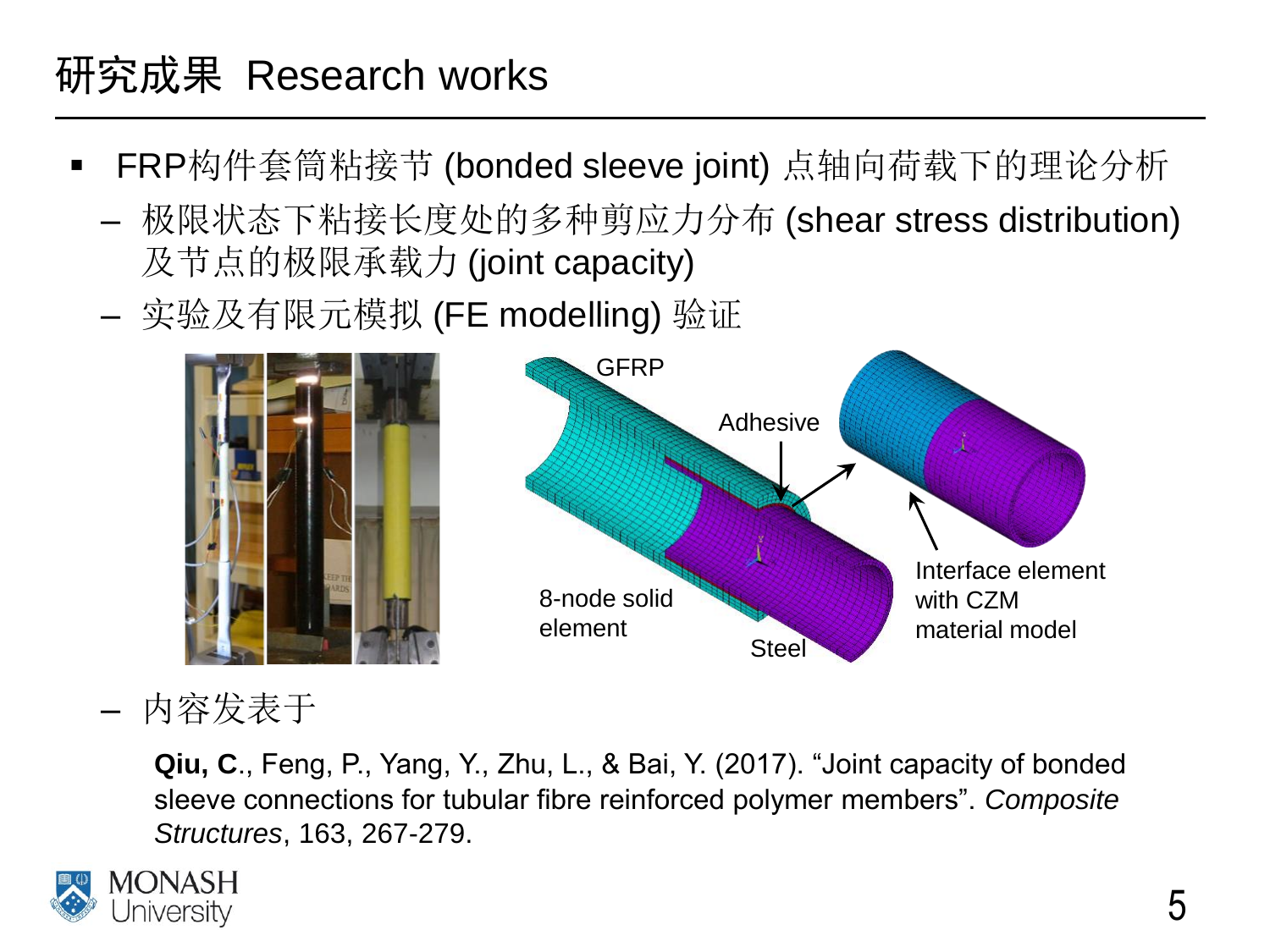# 研究成果 Research works

- FRP构件套筒粘接节 (bonded sleeve joint) 点轴向荷载下的理论分析
  - 极限状态下粘接长度处的多种剪应力分布 (shear stress distribution) 及节点的极限承载力 (joint capacity)
  - 实验及有限元模拟 (FE modelling) 验证

GFRP

Adhesive

8-node solid element

Steel

Interface element with CZM material model

  - 内容发表于

    **Qiu, C.**, Feng, P., Yang, Y., Zhu, L., & Bai, Y. (2017). "Joint capacity of bonded sleeve connections for tubular fibre reinforced polymer members". *Composite Structures*, 163, 267-279.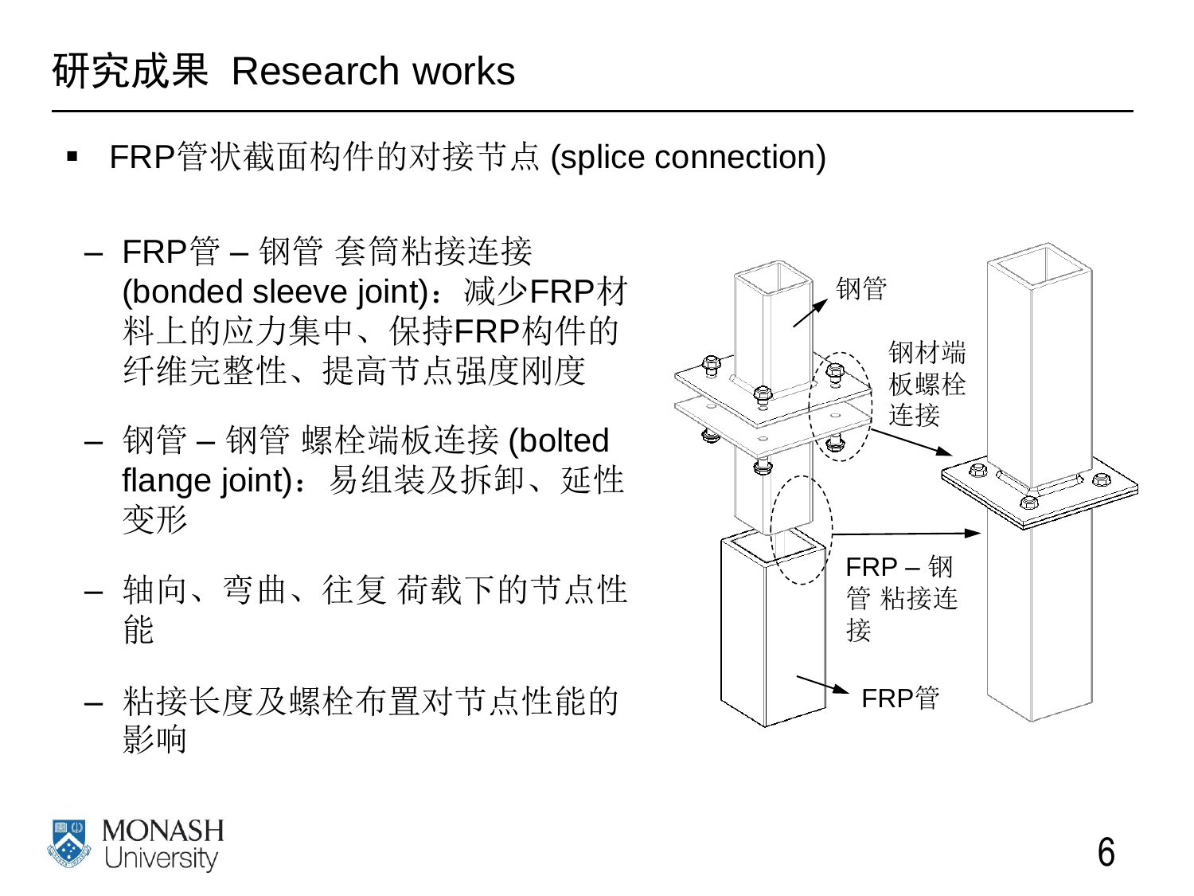# 研究成果 Research works

- FRP管状截面构件的对接节点 (splice connection)
  - FRP管 – 钢管 套筒粘接连接 (bonded sleeve joint)：减少FRP材料上的应力集中、保持FRP构件的纤维完整性、提高节点强度刚度
  - 钢管 – 钢管 螺栓端板连接 (bolted flange joint)：易组装及拆卸、延性变形
  - 轴向、弯曲、往复 荷载下的节点性能
  - 粘接长度及螺栓布置对节点性能的影响

钢管

钢材端板螺栓连接

FRP – 钢管 粘接连接

FRP管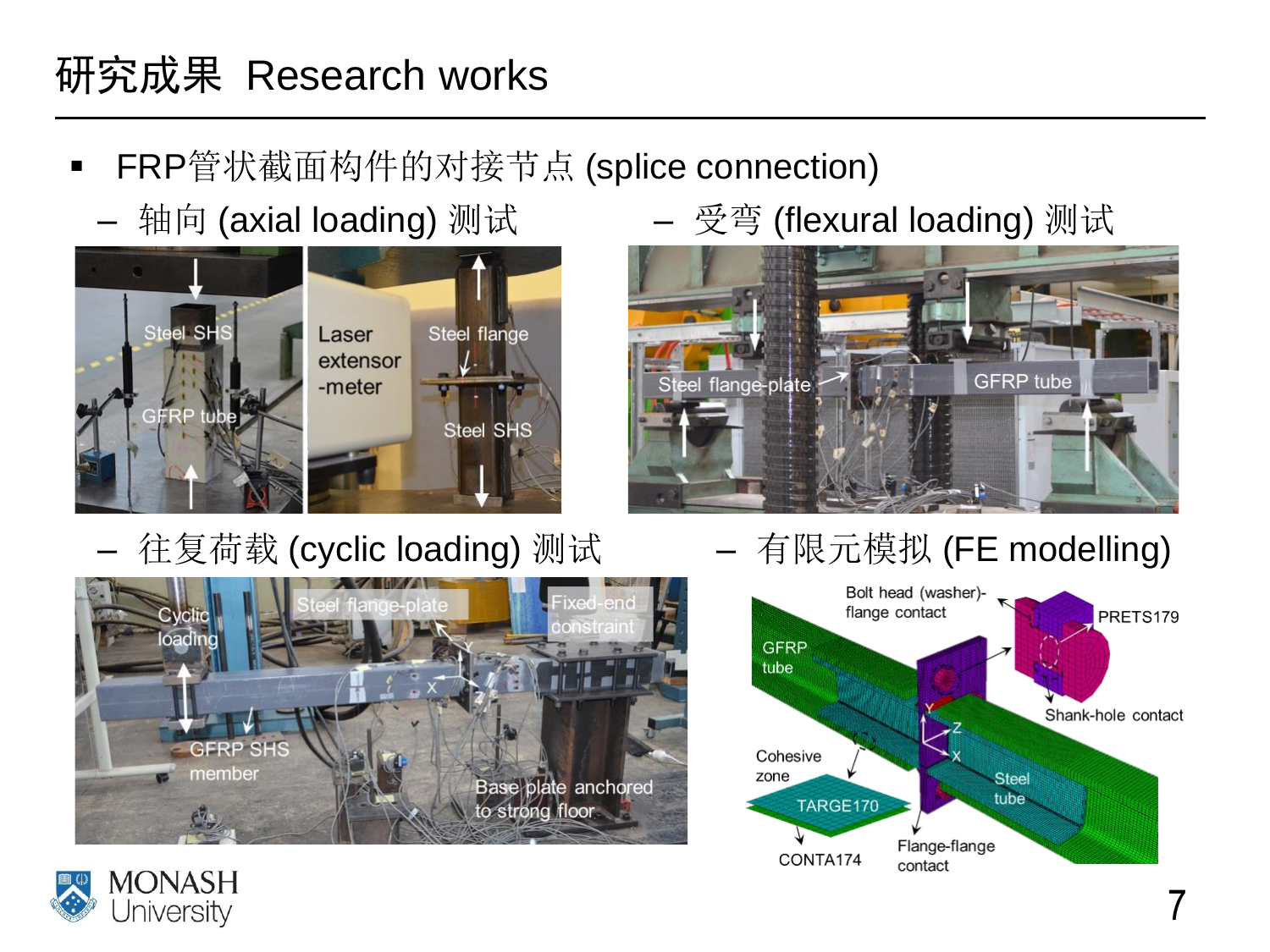# 研究成果 Research works

- FRP管状截面构件的对接节点 (splice connection)
  - 轴向 (axial loading) 测试
  - 受弯 (flexural loading) 测试
  - 往复荷载 (cyclic loading) 测试
  - 有限元模拟 (FE modelling)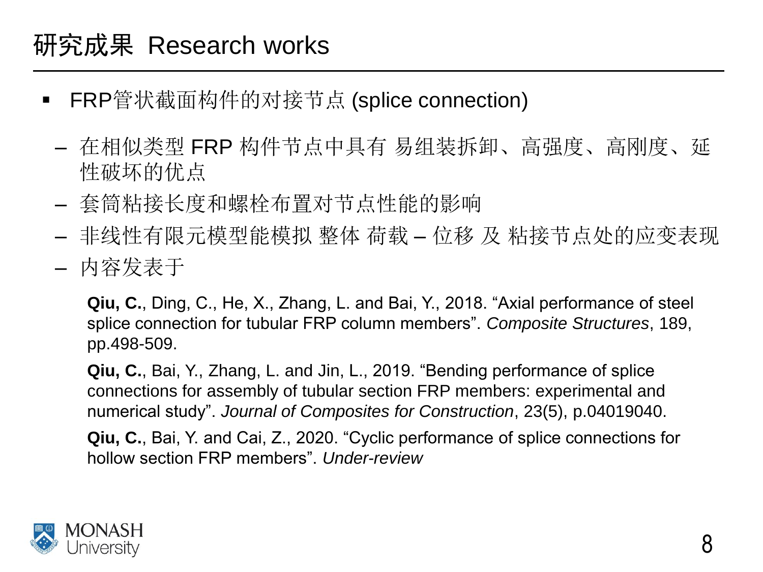# 研究成果 Research works

- FRP管状截面构件的对接节点 (splice connection)
  - 在相似类型 FRP 构件节点中具有 易组装拆卸、高强度、高刚度、延性破坏的优点
  - 套筒粘接长度和螺栓布置对节点性能的影响
  - 非线性有限元模型能模拟 整体 荷载 – 位移 及 粘接节点处的应变表现
  - 内容发表于

    **Qiu, C.**, Ding, C., He, X., Zhang, L. and Bai, Y., 2018. “Axial performance of steel splice connection for tubular FRP column members”. *Composite Structures*, 189, pp.498-509.

    **Qiu, C.**, Bai, Y., Zhang, L. and Jin, L., 2019. “Bending performance of splice connections for assembly of tubular section FRP members: experimental and numerical study”. *Journal of Composites for Construction*, 23(5), p.04019040.

    **Qiu, C.**, Bai, Y. and Cai, Z., 2020. “Cyclic performance of splice connections for hollow section FRP members”. *Under-review*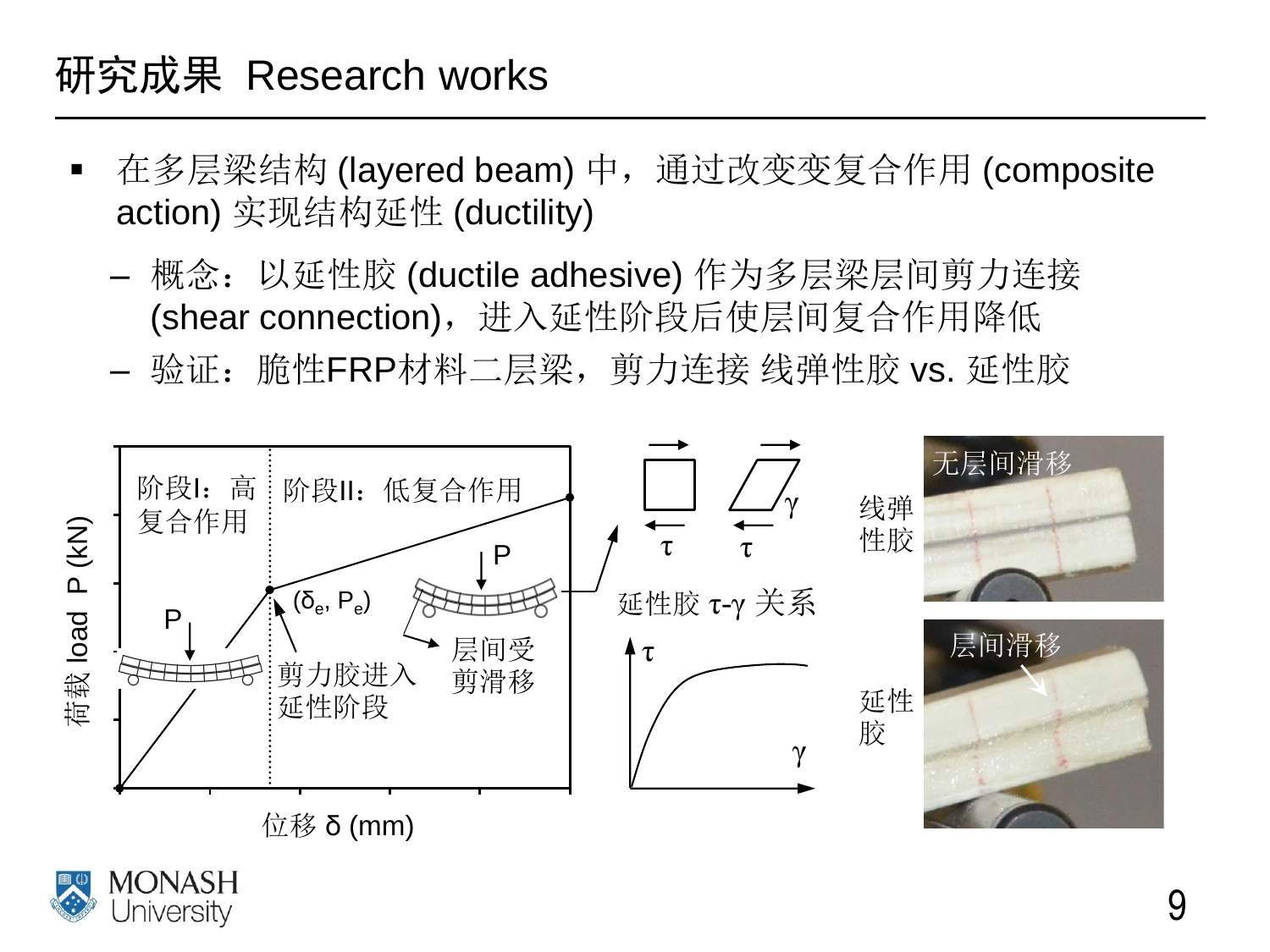# 研究成果 Research works

- 在多层梁结构 (layered beam) 中，通过改变变复合作用 (composite action) 实现结构延性 (ductility)
  - 概念：以延性胶 (ductile adhesive) 作为多层梁层间剪力连接 (shear connection)，进入延性阶段后使层间复合作用降低
  - 验证：脆性FRP材料二层梁，剪力连接 线弹性胶 vs. 延性胶

阶段I：高复合作用

阶段II：低复合作用

$(\delta_e, P_e)$

剪力胶进入延性阶段

层间受剪滑移

荷载 load P (kN)

位移 δ (mm)

延性胶 τ-γ 关系

线弹性胶

无层间滑移

延性胶

层间滑移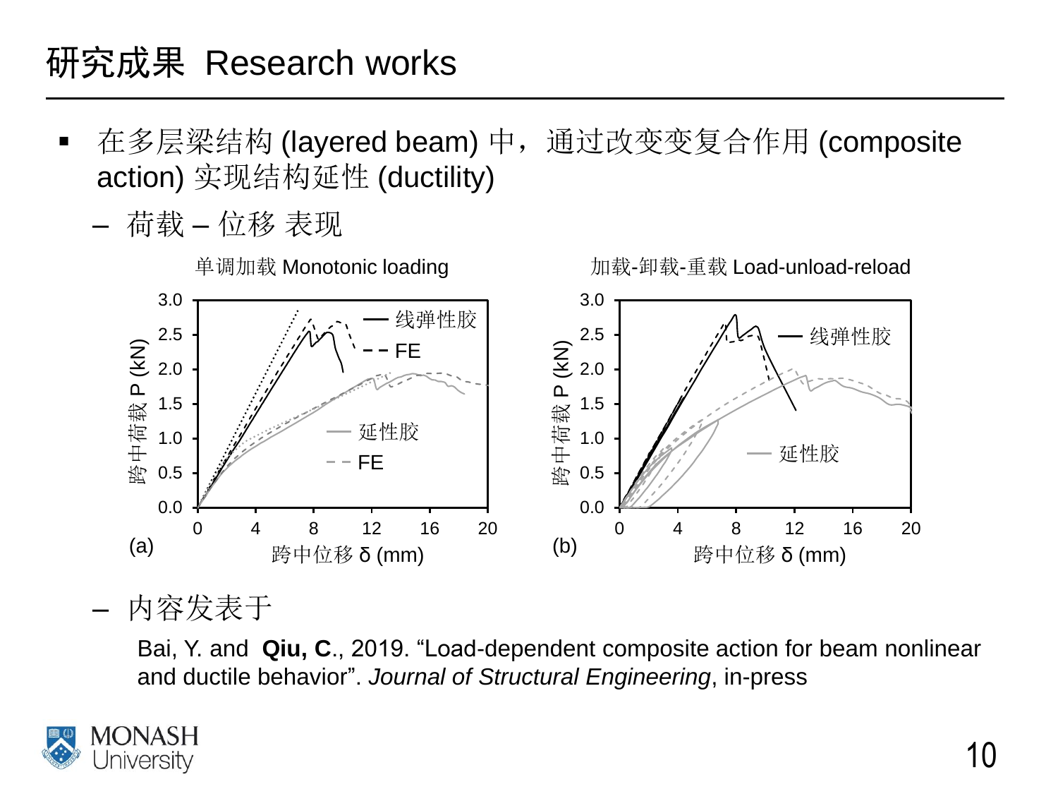# 研究成果 Research works

- 在多层梁结构 (layered beam) 中，通过改变变复合作用 (composite action) 实现结构延性 (ductility)
  - 荷载 – 位移 表现

单调加载 Monotonic loading

加载-卸载-重载 Load-unload-reload

(a)

(b)

- 内容发表于

Bai, Y. and **Qiu, C.**, 2019. “Load-dependent composite action for beam nonlinear and ductile behavior”. *Journal of Structural Engineering*, in-press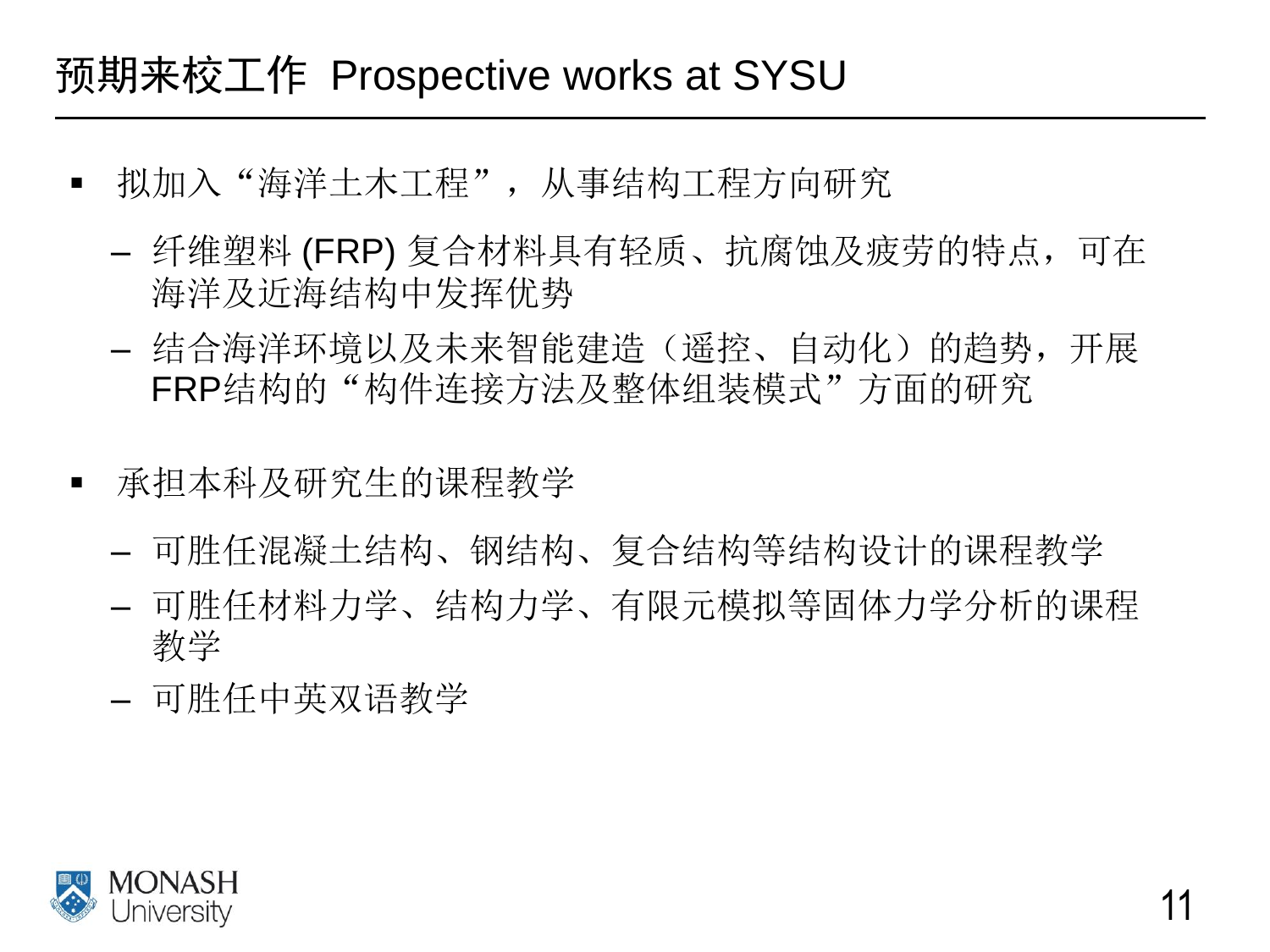# 预期来校工作 Prospective works at SYSU

- 拟加入“海洋土木工程”，从事结构工程方向研究
  - 纤维塑料 (FRP) 复合材料具有轻质、抗腐蚀及疲劳的特点，可在海洋及近海结构中发挥优势
  - 结合海洋环境以及未来智能建造（遥控、自动化）的趋势，开展FRP结构的“构件连接方法及整体组装模式”方面的研究

- 承担本科及研究生的课程教学
  - 可胜任混凝土结构、钢结构、复合结构等结构设计的课程教学
  - 可胜任材料力学、结构力学、有限元模拟等固体力学分析的课程教学
  - 可胜任中英双语教学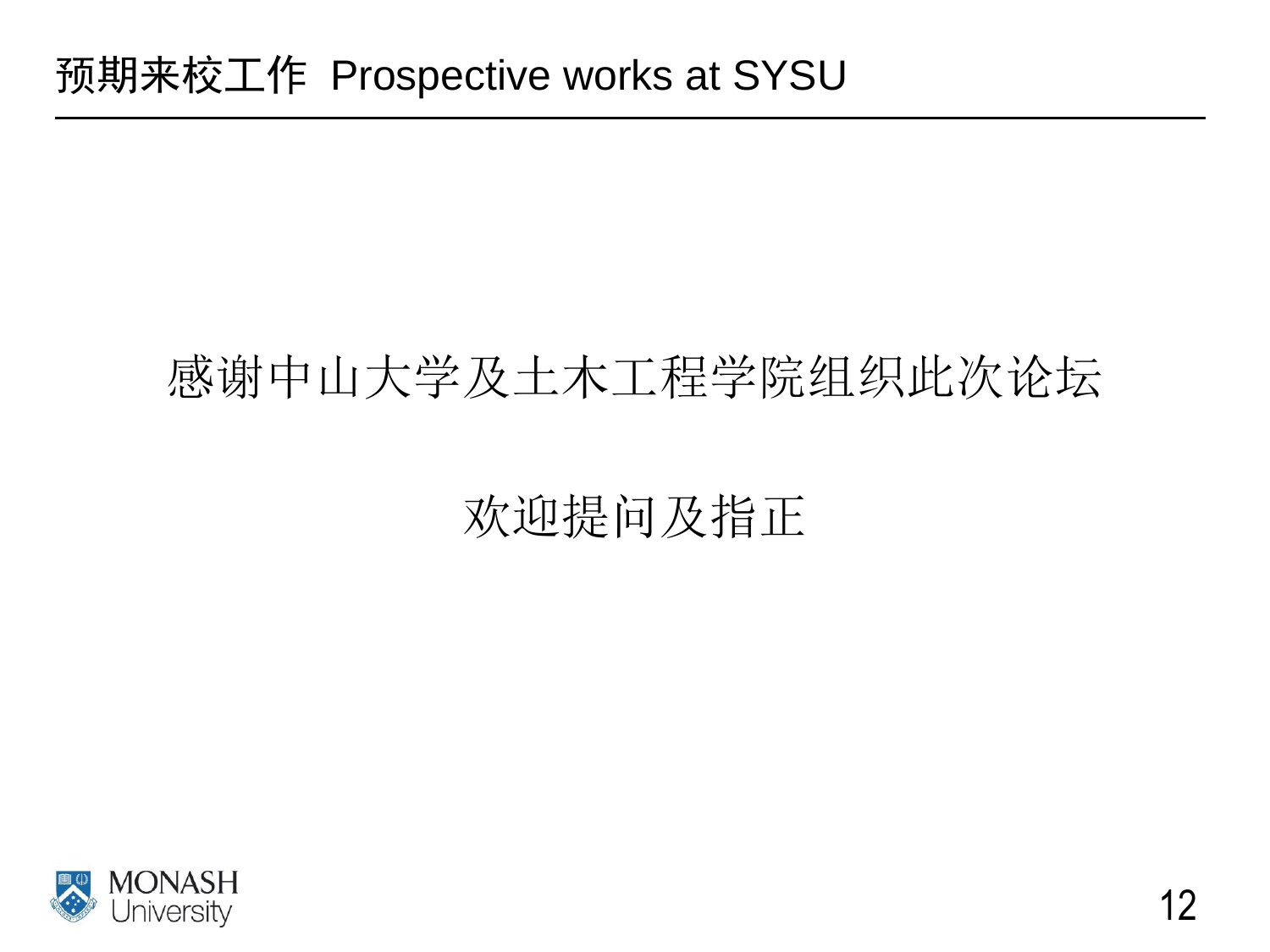# 预期来校工作 Prospective works at SYSU

感谢中山大学及土木工程学院组织此次论坛

欢迎提问及指正